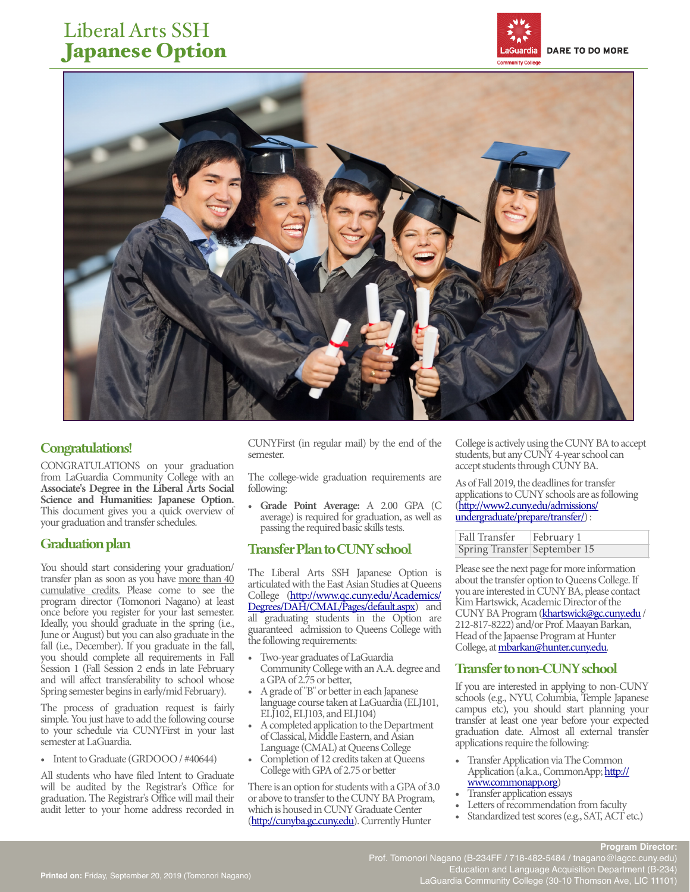# Liberal Arts SSH
# Japanese Option

DARE TO DO MORE

## Congratulations!

CONGRATULATIONS on your graduation from LaGuardia Community College with an **Associate's Degree in the Liberal Arts Social Science and Humanities: Japanese Option.** This document gives you a quick overview of your graduation and transfer schedules.

## Graduation plan

You should start considering your graduation/transfer plan as soon as you have more than 40 cumulative credits. Please come to see the program director (Tomonori Nagano) at least once before you register for your last semester. Ideally, you should graduate in the spring (i.e., June or August) but you can also graduate in the fall (i.e., December). If you graduate in the fall, you should complete all requirements in Fall Session 1 (Fall Session 2 ends in late February and will affect transferability to school whose Spring semester begins in early/mid February).

The process of graduation request is fairly simple. You just have to add the following course to your schedule via CUNYFirst in your last semester at LaGuardia.

- Intent to Graduate (GRDOOO / #40644)

All students who have filed Intent to Graduate will be audited by the Registrar's Office for graduation. The Registrar's Office will mail their audit letter to your home address recorded in CUNYFirst (in regular mail) by the end of the semester.

The college-wide graduation requirements are following:

- **Grade Point Average:** A 2.00 GPA (C average) is required for graduation, as well as passing the required basic skills tests.

## Transfer Plan to CUNY school

The Liberal Arts SSH Japanese Option is articulated with the East Asian Studies at Queens College (http://www.qc.cuny.edu/Academics/Degrees/DAH/CMAL/Pages/default.aspx) and all graduating students in the Option are guaranteed admission to Queens College with the following requirements:

- Two-year graduates of LaGuardia Community College with an A.A. degree and a GPA of 2.75 or better,
- A grade of "B" or better in each Japanese language course taken at LaGuardia (ELJ101, ELJ102, ELJ103, and ELJ104)
- A completed application to the Department of Classical, Middle Eastern, and Asian Language (CMAL) at Queens College
- Completion of 12 credits taken at Queens College with GPA of 2.75 or better

There is an option for students with a GPA of 3.0 or above to transfer to the CUNY BA Program, which is housed in CUNY Graduate Center (http://cunyba.gc.cuny.edu). Currently Hunter College is actively using the CUNY BA to accept students, but any CUNY 4-year school can accept students through CUNY BA.

As of Fall 2019, the deadlines for transfer applications to CUNY schools are as following (http://www2.cuny.edu/admissions/undergraduate/prepare/transfer/) :

| Fall Transfer | February 1 |
|---|---|
| Spring Transfer | September 15 |

Please see the next page for more information about the transfer option to Queens College. If you are interested in CUNY BA, please contact Kim Hartswick, Academic Director of the CUNY BA Program (khartswick@gc.cuny.edu / 212-817-8222) and/or Prof. Maayan Barkan, Head of the Japaense Program at Hunter College, at mbarkan@hunter.cuny.edu.

## Transfer to non-CUNY school

If you are interested in applying to non-CUNY schools (e.g., NYU, Columbia, Temple Japanese campus etc), you should start planning your transfer at least one year before your expected graduation date. Almost all external transfer applications require the following:

- Transfer Application via The Common Application (a.k.a., CommonApp; http://www.commonapp.org)
- Transfer application essays
- Letters of recommendation from faculty
- Standardized test scores (e.g., SAT, ACT etc.)

**Program Director:**
Prof. Tomonori Nagano (B-234FF / 718-482-5484 / tnagano@lagcc.cuny.edu)
Education and Language Acquisition Department (B-234)
LaGuardia Community College (30-10 Thomson Ave, LIC 11101)

**Printed on:** Friday, September 20, 2019 (Tomonori Nagano)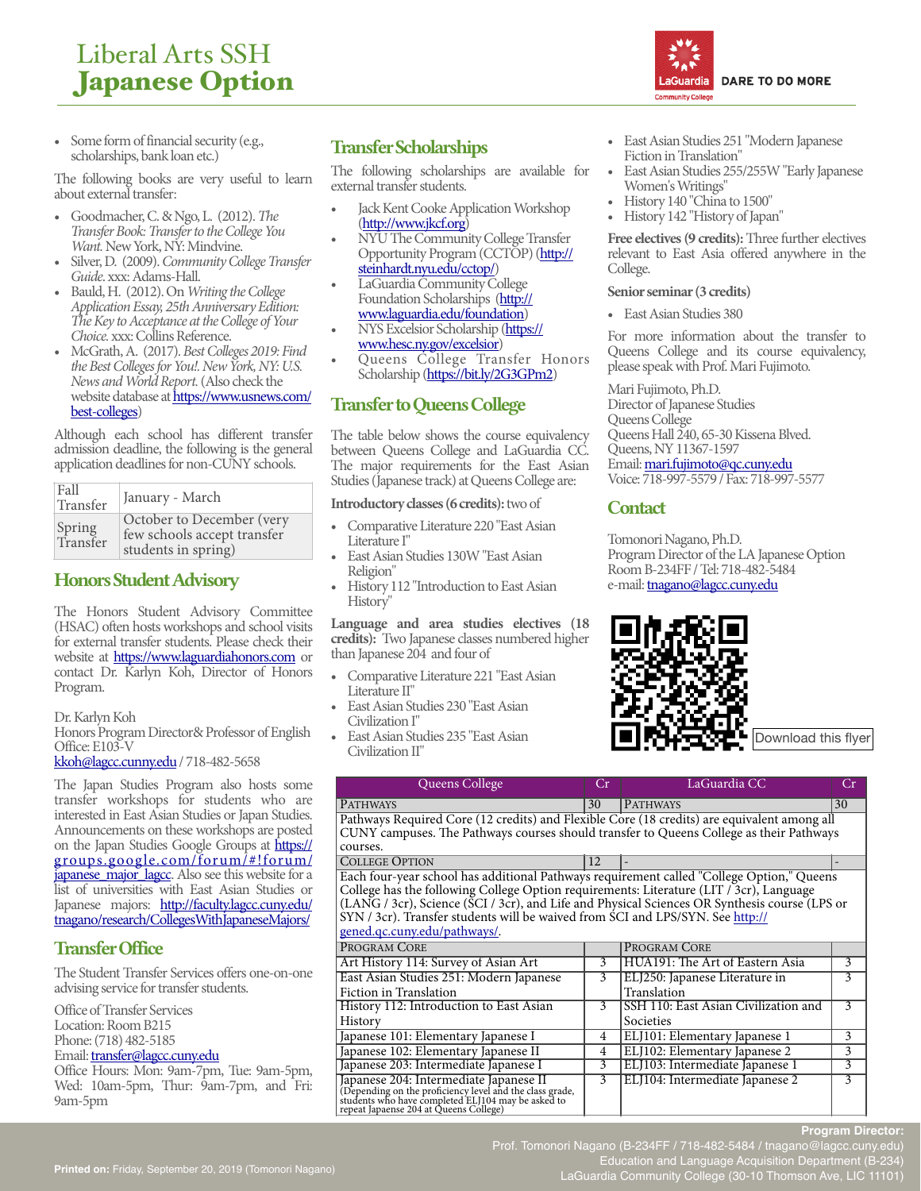# Liberal Arts SSH
# Japanese Option

LaGuardia Community College — DARE TO DO MORE

- Some form of financial security (e.g., scholarships, bank loan etc.)

The following books are very useful to learn about external transfer:

- Goodmacher, C. & Ngo, L. (2012). *The Transfer Book: Transfer to the College You Want.* New York, NY: Mindvine.
- Silver, D. (2009). *Community College Transfer Guide.* xxx: Adams-Hall.
- Bauld, H. (2012). On *Writing the College Application Essay, 25th Anniversary Edition: The Key to Acceptance at the College of Your Choice.* xxx: Collins Reference.
- McGrath, A. (2017). *Best Colleges 2019: Find the Best Colleges for You!. New York, NY: U.S. News and World Report.* (Also check the website database at https://www.usnews.com/best-colleges)

Although each school has different transfer admission deadline, the following is the general application deadlines for non-CUNY schools.

| | |
|---|---|
| Fall Transfer | January - March |
| Spring Transfer | October to December (very few schools accept transfer students in spring) |

## Honors Student Advisory

The Honors Student Advisory Committee (HSAC) often hosts workshops and school visits for external transfer students. Please check their website at https://www.laguardiahonors.com or contact Dr. Karlyn Koh, Director of Honors Program.

Dr. Karlyn Koh
Honors Program Director& Professor of English
Office: E103-V
kkoh@lagcc.cuny.edu / 718-482-5658

The Japan Studies Program also hosts some transfer workshops for students who are interested in East Asian Studies or Japan Studies. Announcements on these workshops are posted on the Japan Studies Google Groups at https://groups.google.com/forum/#!forum/japanese_major_lagcc. Also see this website for a list of universities with East Asian Studies or Japanese majors: http://faculty.lagcc.cuny.edu/tnagano/research/CollegesWithJapaneseMajors/

## Transfer Office

The Student Transfer Services offers one-on-one advising service for transfer students.

Office of Transfer Services
Location: Room B215
Phone: (718) 482-5185
Email: transfer@lagcc.cuny.edu
Office Hours: Mon: 9am-7pm, Tue: 9am-5pm, Wed: 10am-5pm, Thur: 9am-7pm, and Fri: 9am-5pm

## Transfer Scholarships

The following scholarships are available for external transfer students.

- Jack Kent Cooke Application Workshop (http://www.jkcf.org)
- NYU The Community College Transfer Opportunity Program (CCTOP) (http://steinhardt.nyu.edu/cctop/)
- LaGuardia Community College Foundation Scholarships (http://www.laguardia.edu/foundation)
- NYS Excelsior Scholarship (https://www.hesc.ny.gov/excelsior)
- Queens College Transfer Honors Scholarship (https://bit.ly/2G3GPm2)

## Transfer to Queens College

The table below shows the course equivalency between Queens College and LaGuardia CC. The major requirements for the East Asian Studies (Japanese track) at Queens College are:

**Introductory classes (6 credits):** two of

- Comparative Literature 220 "East Asian Literature I"
- East Asian Studies 130W "East Asian Religion"
- History 112 "Introduction to East Asian History"

**Language and area studies electives (18 credits):** Two Japanese classes numbered higher than Japanese 204 and four of

- Comparative Literature 221 "East Asian Literature II"
- East Asian Studies 230 "East Asian Civilization I"
- East Asian Studies 235 "East Asian Civilization II"
- East Asian Studies 251 "Modern Japanese Fiction in Translation"
- East Asian Studies 255/255W "Early Japanese Women's Writings"
- History 140 "China to 1500"
- History 142 "History of Japan"

**Free electives (9 credits):** Three further electives relevant to East Asia offered anywhere in the College.

**Senior seminar (3 credits)**

- East Asian Studies 380

For more information about the transfer to Queens College and its course equivalency, please speak with Prof. Mari Fujimoto.

Mari Fujimoto, Ph.D.
Director of Japanese Studies
Queens College
Queens Hall 240, 65-30 Kissena Blved.
Queens, NY 11367-1597
Email: mari.fujimoto@qc.cuny.edu
Voice: 718-997-5579 / Fax: 718-997-5577

## Contact

Tomonori Nagano, Ph.D.
Program Director of the LA Japanese Option
Room B-234FF / Tel: 718-482-5484
e-mail: tnagano@lagcc.cuny.edu

Download this flyer

| Queens College | Cr | LaGuardia CC | Cr |
|---|---|---|---|
| PATHWAYS | 30 | PATHWAYS | 30 |
| Pathways Required Core (12 credits) and Flexible Core (18 credits) are equivalent among all CUNY campuses. The Pathways courses should transfer to Queens College as their Pathways courses. | | | |
| COLLEGE OPTION | 12 | - | - |
| Each four-year school has additional Pathways requirement called "College Option," Queens College has the following College Option requirements: Literature (LIT / 3cr), Language (LANG / 3cr), Science (SCI / 3cr), and Life and Physical Sciences OR Synthesis course (LPS or SYN / 3cr). Transfer students will be waived from SCI and LPS/SYN. See http://gened.qc.cuny.edu/pathways/. | | | |
| PROGRAM CORE | | PROGRAM CORE | |
| Art History 114: Survey of Asian Art | 3 | HUA191: The Art of Eastern Asia | 3 |
| East Asian Studies 251: Modern Japanese Fiction in Translation | 3 | ELJ250: Japanese Literature in Translation | 3 |
| History 112: Introduction to East Asian History | 3 | SSH 110: East Asian Civilization and Societies | 3 |
| Japanese 101: Elementary Japanese I | 4 | ELJ101: Elementary Japanese 1 | 3 |
| Japanese 102: Elementary Japanese II | 4 | ELJ102: Elementary Japanese 2 | 3 |
| Japanese 203: Intermediate Japanese I | 3 | ELJ103: Intermediate Japanese 1 | 3 |
| Japanese 204: Intermediate Japanese II (Depending on the proficiency level and the class grade, students who have completed ELJ104 may be asked to repeat Japanese 204 at Queens College) | 3 | ELJ104: Intermediate Japanese 2 | 3 |

**Program Director:**
Prof. Tomonori Nagano (B-234FF / 718-482-5484 / tnagano@lagcc.cuny.edu)
Education and Language Acquisition Department (B-234)
LaGuardia Community College (30-10 Thomson Ave, LIC 11101)

**Printed on:** Friday, September 20, 2019 (Tomonori Nagano)